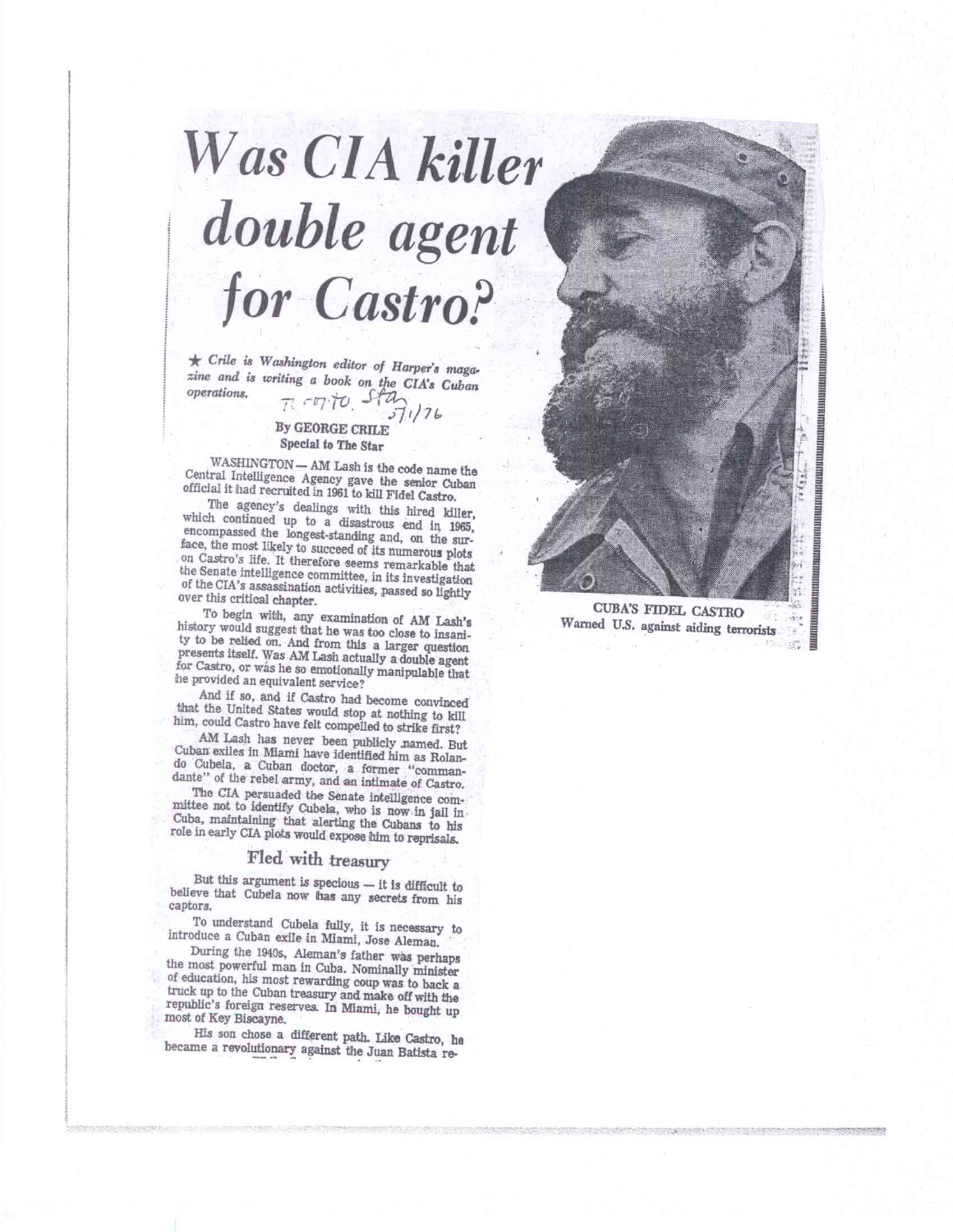# Was CIA killer double agent for Castro?

★ *Crile is Washington editor of Harper's magazine and is writing a book on the CIA's Cuban operations.*

Toronto Star 5/1/76

**By GEORGE CRILE**
**Special to The Star**

WASHINGTON — AM Lash is the code name the Central Intelligence Agency gave the senior Cuban official it had recruited in 1961 to kill Fidel Castro.

The agency's dealings with this hired killer, which continued up to a disastrous end in 1965, encompassed the longest-standing and, on the surface, the most likely to succeed of its numerous plots on Castro's life. It therefore seems remarkable that the Senate intelligence committee, in its investigation of the CIA's assassination activities, passed so lightly over this critical chapter.

To begin with, any examination of AM Lash's history would suggest that he was too close to insanity to be relied on. And from this a larger question presents itself. Was AM Lash actually a double agent for Castro, or was he so emotionally manipulable that he provided an equivalent service?

And if so, and if Castro had become convinced that the United States would stop at nothing to kill him, could Castro have felt compelled to strike first?

AM Lash has never been publicly named. But Cuban exiles in Miami have identified him as Rolando Cubela, a Cuban doctor, a former "commandante" of the rebel army, and an intimate of Castro.

The CIA persuaded the Senate intelligence committee not to identify Cubela, who is now in jail in Cuba, maintaining that alerting the Cubans to his role in early CIA plots would expose him to reprisals.

## Fled with treasury

But this argument is specious — it is difficult to believe that Cubela now has any secrets from his captors.

To understand Cubela fully, it is necessary to introduce a Cuban exile in Miami, Jose Aleman.

During the 1940s, Aleman's father was perhaps the most powerful man in Cuba. Nominally minister of education, his most rewarding coup was to back a truck up to the Cuban treasury and make off with the republic's foreign reserves. In Miami, he bought up most of Key Biscayne.

His son chose a different path. Like Castro, he became a revolutionary against the Juan Batista re-

**CUBA'S FIDEL CASTRO**
Warned U.S. against aiding terrorists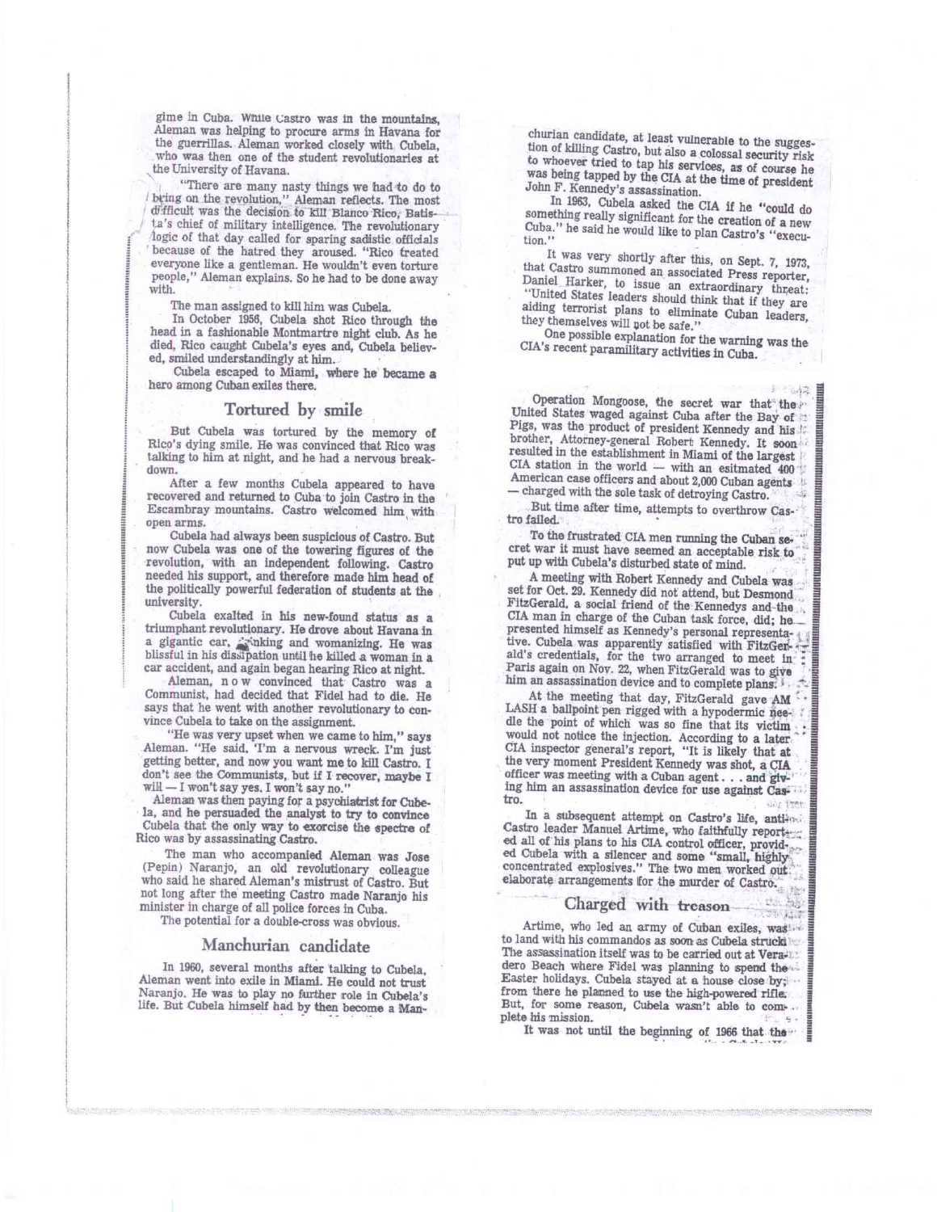gime in Cuba. While Castro was in the mountains, Aleman was helping to procure arms in Havana for the guerrillas. Aleman worked closely with Cubela, who was then one of the student revolutionaries at the University of Havana.

"There are many nasty things we had to do to bring on the revolution," Aleman reflects. The most difficult was the decision to kill Blanco Rico, Batista's chief of military intelligence. The revolutionary logic of that day called for sparing sadistic officials because of the hatred they aroused. "Rico treated everyone like a gentleman. He wouldn't even torture people," Aleman explains. So he had to be done away with.

The man assigned to kill him was Cubela.

In October 1956, Cubela shot Rico through the head in a fashionable Montmartre night club. As he died, Rico caught Cubela's eyes and, Cubela believed, smiled understandingly at him.

Cubela escaped to Miami, where he became a hero among Cuban exiles there.

## Tortured by smile

But Cubela was tortured by the memory of Rico's dying smile. He was convinced that Rico was talking to him at night, and he had a nervous breakdown.

After a few months Cubela appeared to have recovered and returned to Cuba to join Castro in the Escambray mountains. Castro welcomed him with open arms.

Cubela had always been suspicious of Castro. But now Cubela was one of the towering figures of the revolution, with an independent following. Castro needed his support, and therefore made him head of the politically powerful federation of students at the university.

Cubela exalted in his new-found status as a triumphant revolutionary. He drove about Havana in a gigantic car, drinking and womanizing. He was blissful in his dissipation until he killed a woman in a car accident, and again began hearing Rico at night.

Aleman, now convinced that Castro was a Communist, had decided that Fidel had to die. He says that he went with another revolutionary to convince Cubela to take on the assignment.

"He was very upset when we came to him," says Aleman. "He said, 'I'm a nervous wreck. I'm just getting better, and now you want me to kill Castro. I don't see the Communists, but if I recover, maybe I will — I won't say yes. I won't say no.'"

Aleman was then paying for a psychiatrist for Cubela, and he persuaded the analyst to try to convince Cubela that the only way to exorcise the spectre of Rico was by assassinating Castro.

The man who accompanied Aleman was Jose (Pepin) Naranjo, an old revolutionary colleague who said he shared Aleman's mistrust of Castro. But not long after the meeting Castro made Naranjo his minister in charge of all police forces in Cuba.

The potential for a double-cross was obvious.

## Manchurian candidate

In 1960, several months after talking to Cubela, Aleman went into exile in Miami. He could not trust Naranjo. He was to play no further role in Cubela's life. But Cubela himself had by then become a Manchurian candidate, at least vulnerable to the suggestion of killing Castro, but also a colossal security risk to whoever tried to tap his services, as of course he was being tapped by the CIA at the time of president John F. Kennedy's assassination.

In 1963, Cubela asked the CIA if he "could do something really significant for the creation of a new Cuba." he said he would like to plan Castro's "execution."

It was very shortly after this, on Sept. 7, 1973, that Castro summoned an associated Press reporter, Daniel Harker, to issue an extraordinary threat: "United States leaders should think that if they are aiding terrorist plans to eliminate Cuban leaders, they themselves will not be safe."

One possible explanation for the warning was the CIA's recent paramilitary activities in Cuba.

Operation Mongoose, the secret war that the United States waged against Cuba after the Bay of Pigs, was the product of president Kennedy and his brother, Attorney-general Robert Kennedy. It soon resulted in the establishment in Miami of the largest CIA station in the world — with an esitmated 400 American case officers and about 2,000 Cuban agents — charged with the sole task of detroying Castro.

But time after time, attempts to overthrow Castro failed.

To the frustrated CIA men running the Cuban secret war it must have seemed an acceptable risk to put up with Cubela's disturbed state of mind.

A meeting with Robert Kennedy and Cubela was set for Oct. 29. Kennedy did not attend, but Desmond FitzGerald, a social friend of the Kennedys and the CIA man in charge of the Cuban task force, did; he presented himself as Kennedy's personal representative. Cubela was apparently satisfied with FitzGerald's credentials, for the two arranged to meet in Paris again on Nov. 22, when FitzGerald was to give him an assassination device and to complete plans.

At the meeting that day, FitzGerald gave AM LASH a ballpoint pen rigged with a hypodermic needle the point of which was so fine that its victim would not notice the injection. According to a later CIA inspector general's report, "It is likely that at the very moment President Kennedy was shot, a CIA officer was meeting with a Cuban agent . . . and giving him an assassination device for use against Castro.

In a subsequent attempt on Castro's life, anti-Castro leader Manuel Artime, who faithfully reported all of his plans to his CIA control officer, provided Cubela with a silencer and some "small, highly concentrated explosives." The two men worked out elaborate arrangements for the murder of Castro.

## Charged with treason

Artime, who led an army of Cuban exiles, was to land with his commandos as soon as Cubela struck. The assassination itself was to be carried out at Varadero Beach where Fidel was planning to spend the Easter holidays. Cubela stayed at a house close by; from there he planned to use the high-powered rifle. But, for some reason, Cubela wasn't able to complete his mission.

It was not until the beginning of 1966 that the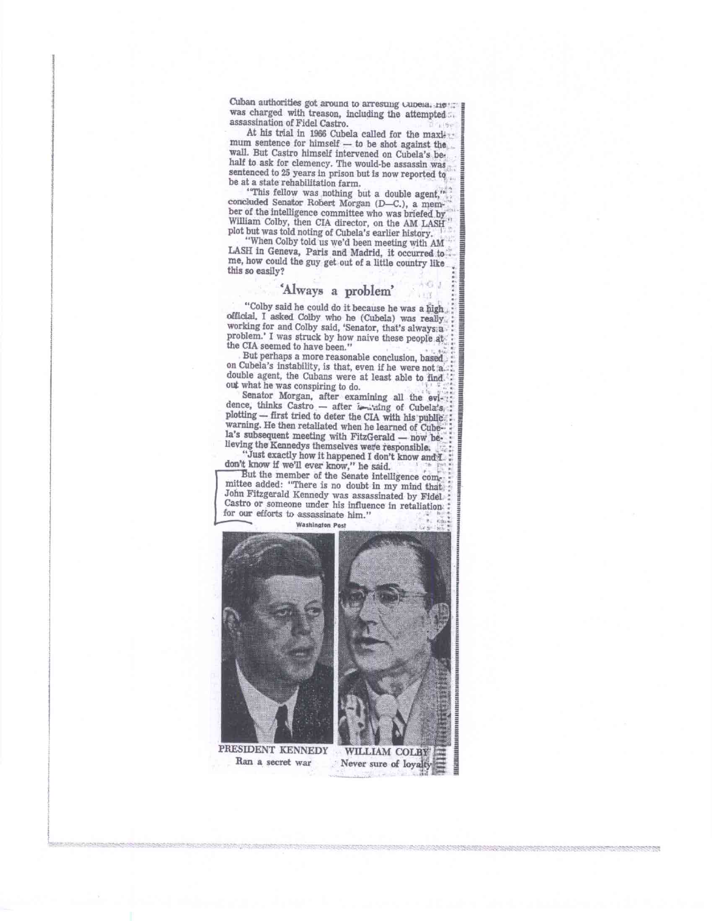Cuban authorities got around to arresting Cubela. He was charged with treason, including the attempted assassination of Fidel Castro.

At his trial in 1966 Cubela called for the maximum sentence for himself — to be shot against the wall. But Castro himself intervened on Cubela's behalf to ask for clemency. The would-be assassin was sentenced to 25 years in prison but is now reported to be at a state rehabilitation farm.

"This fellow was nothing but a double agent," concluded Senator Robert Morgan (D—C.), a member of the intelligence committee who was briefed by William Colby, then CIA director, on the AM LASH plot but was told noting of Cubela's earlier history.

"When Colby told us we'd been meeting with AM LASH in Geneva, Paris and Madrid, it occurred to me, how could the guy get out of a little country like this so easily?

## 'Always a problem'

"Colby said he could do it because he was a high official. I asked Colby who he (Cubela) was really working for and Colby said, 'Senator, that's always a problem.' I was struck by how naive these people at the CIA seemed to have been."

But perhaps a more reasonable conclusion, based on Cubela's instability, is that, even if he were not a double agent, the Cubans were at least able to find out what he was conspiring to do.

Senator Morgan, after examining all the evidence, thinks Castro — after learning of Cubela's plotting — first tried to deter the CIA with his public warning. He then retaliated when he learned of Cubela's subsequent meeting with FitzGerald — now believing the Kennedys themselves were responsible.

"Just exactly how it happened I don't know and I don't know if we'll ever know," he said.

But the member of the Senate intelligence committee added: "There is no doubt in my mind that John Fitzgerald Kennedy was assassinated by Fidel Castro or someone under his influence in retaliation for our efforts to assassinate him."

Washington Post

PRESIDENT KENNEDY
Ran a secret war

WILLIAM COLBY
Never sure of loyalty